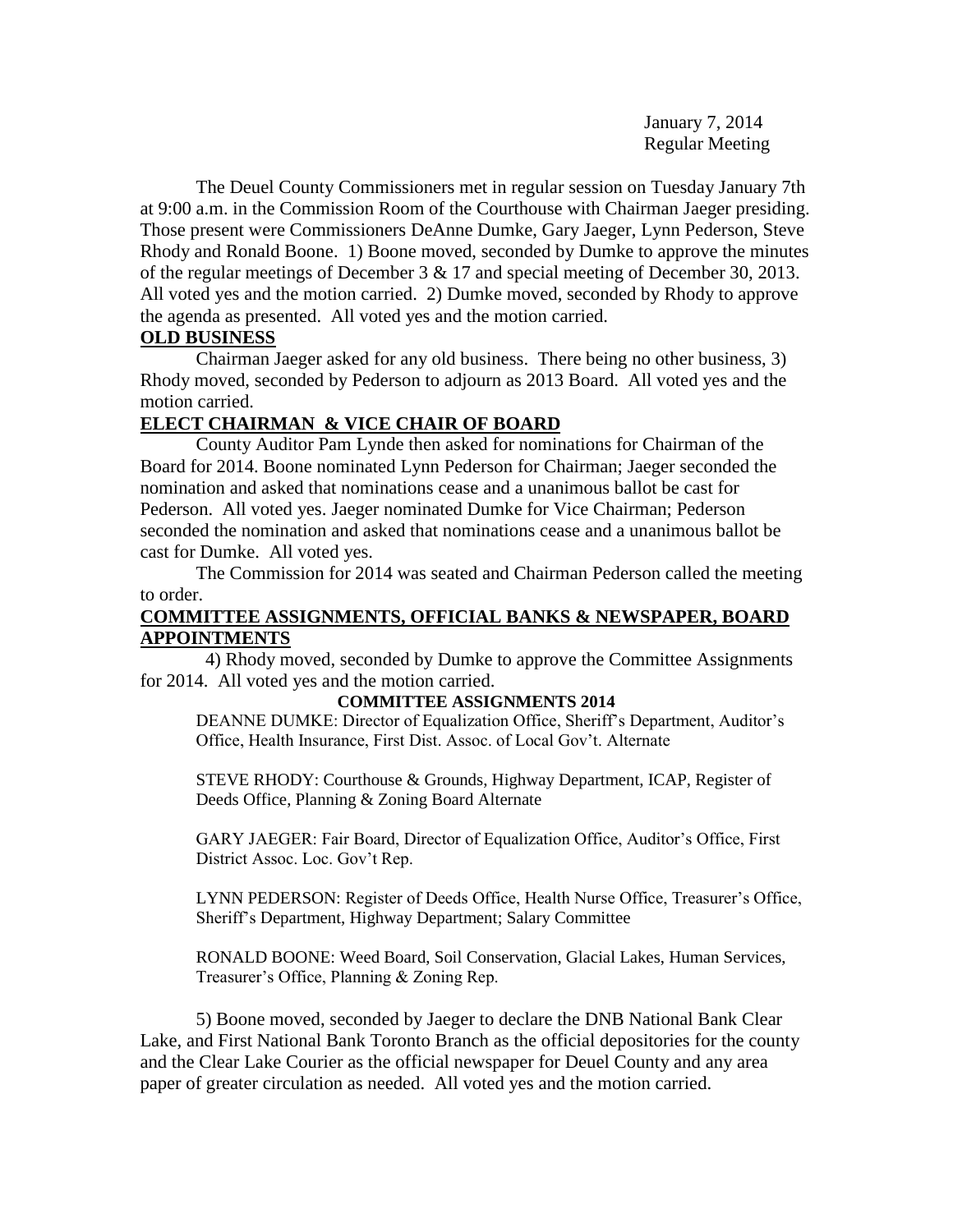January 7, 2014
Regular Meeting

The Deuel County Commissioners met in regular session on Tuesday January 7th at 9:00 a.m. in the Commission Room of the Courthouse with Chairman Jaeger presiding. Those present were Commissioners DeAnne Dumke, Gary Jaeger, Lynn Pederson, Steve Rhody and Ronald Boone. 1) Boone moved, seconded by Dumke to approve the minutes of the regular meetings of December 3 & 17 and special meeting of December 30, 2013. All voted yes and the motion carried. 2) Dumke moved, seconded by Rhody to approve the agenda as presented. All voted yes and the motion carried.

**OLD BUSINESS**

Chairman Jaeger asked for any old business. There being no other business, 3) Rhody moved, seconded by Pederson to adjourn as 2013 Board. All voted yes and the motion carried.

**ELECT CHAIRMAN & VICE CHAIR OF BOARD**

County Auditor Pam Lynde then asked for nominations for Chairman of the Board for 2014. Boone nominated Lynn Pederson for Chairman; Jaeger seconded the nomination and asked that nominations cease and a unanimous ballot be cast for Pederson. All voted yes. Jaeger nominated Dumke for Vice Chairman; Pederson seconded the nomination and asked that nominations cease and a unanimous ballot be cast for Dumke. All voted yes.

The Commission for 2014 was seated and Chairman Pederson called the meeting to order.

**COMMITTEE ASSIGNMENTS, OFFICIAL BANKS & NEWSPAPER, BOARD APPOINTMENTS**

4) Rhody moved, seconded by Dumke to approve the Committee Assignments for 2014. All voted yes and the motion carried.

**COMMITTEE ASSIGNMENTS 2014**

DEANNE DUMKE: Director of Equalization Office, Sheriff's Department, Auditor's Office, Health Insurance, First Dist. Assoc. of Local Gov't. Alternate

STEVE RHODY: Courthouse & Grounds, Highway Department, ICAP, Register of Deeds Office, Planning & Zoning Board Alternate

GARY JAEGER: Fair Board, Director of Equalization Office, Auditor's Office, First District Assoc. Loc. Gov't Rep.

LYNN PEDERSON: Register of Deeds Office, Health Nurse Office, Treasurer's Office, Sheriff's Department, Highway Department; Salary Committee

RONALD BOONE: Weed Board, Soil Conservation, Glacial Lakes, Human Services, Treasurer's Office, Planning & Zoning Rep.

5) Boone moved, seconded by Jaeger to declare the DNB National Bank Clear Lake, and First National Bank Toronto Branch as the official depositories for the county and the Clear Lake Courier as the official newspaper for Deuel County and any area paper of greater circulation as needed. All voted yes and the motion carried.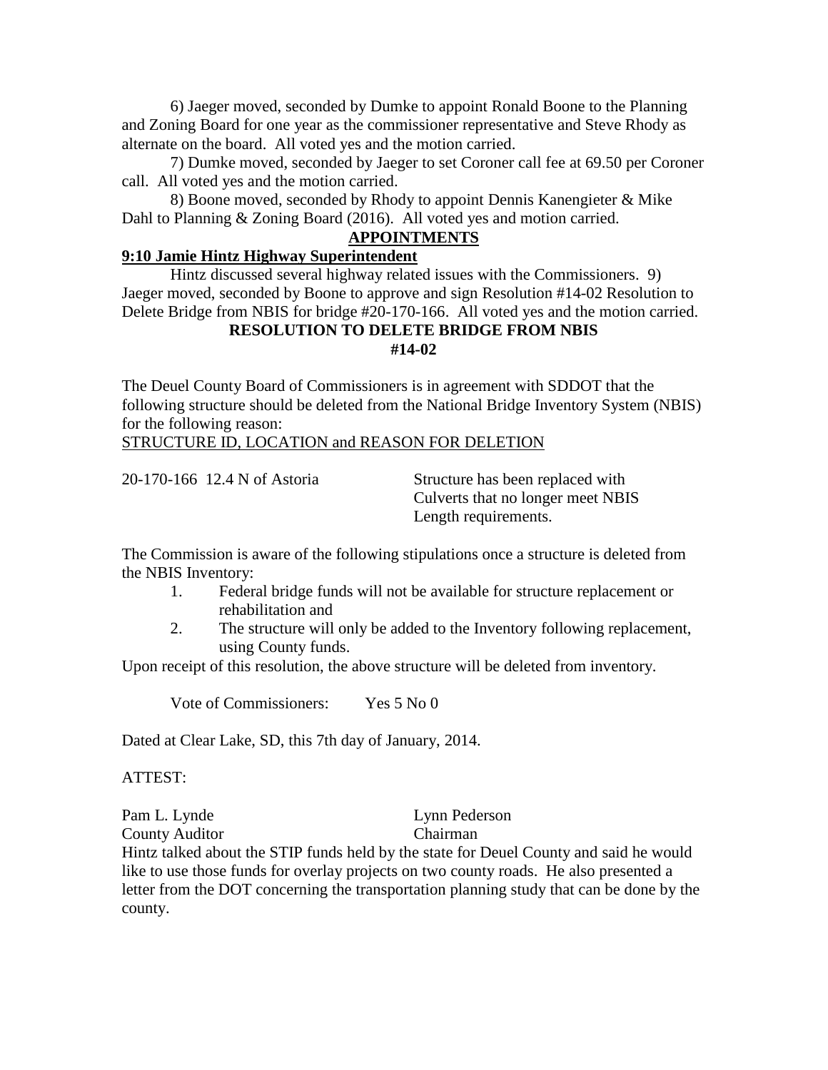6) Jaeger moved, seconded by Dumke to appoint Ronald Boone to the Planning and Zoning Board for one year as the commissioner representative and Steve Rhody as alternate on the board. All voted yes and the motion carried.

7) Dumke moved, seconded by Jaeger to set Coroner call fee at 69.50 per Coroner call. All voted yes and the motion carried.

8) Boone moved, seconded by Rhody to appoint Dennis Kanengieter & Mike Dahl to Planning & Zoning Board (2016). All voted yes and motion carried.

## APPOINTMENTS

**9:10 Jamie Hintz Highway Superintendent**

Hintz discussed several highway related issues with the Commissioners. 9) Jaeger moved, seconded by Boone to approve and sign Resolution #14-02 Resolution to Delete Bridge from NBIS for bridge #20-170-166. All voted yes and the motion carried.

**RESOLUTION TO DELETE BRIDGE FROM NBIS**
**#14-02**

The Deuel County Board of Commissioners is in agreement with SDDOT that the following structure should be deleted from the National Bridge Inventory System (NBIS) for the following reason:

STRUCTURE ID, LOCATION and REASON FOR DELETION

| | |
|---|---|
| 20-170-166 12.4 N of Astoria | Structure has been replaced with Culverts that no longer meet NBIS Length requirements. |

The Commission is aware of the following stipulations once a structure is deleted from the NBIS Inventory:

1. Federal bridge funds will not be available for structure replacement or rehabilitation and
2. The structure will only be added to the Inventory following replacement, using County funds.

Upon receipt of this resolution, the above structure will be deleted from inventory.

Vote of Commissioners: Yes 5 No 0

Dated at Clear Lake, SD, this 7th day of January, 2014.

ATTEST:

Pam L. Lynde
County Auditor

Lynn Pederson
Chairman

Hintz talked about the STIP funds held by the state for Deuel County and said he would like to use those funds for overlay projects on two county roads. He also presented a letter from the DOT concerning the transportation planning study that can be done by the county.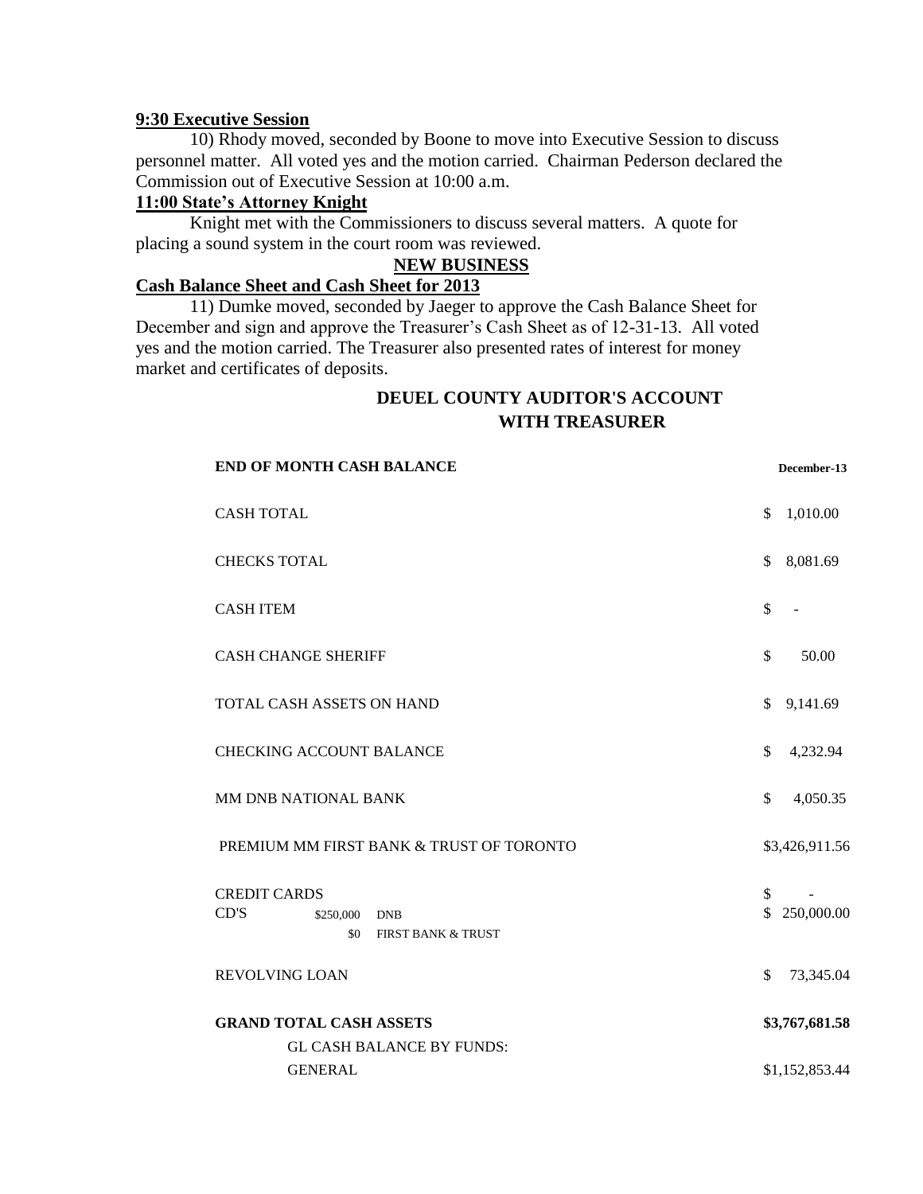**9:30 Executive Session**

10) Rhody moved, seconded by Boone to move into Executive Session to discuss personnel matter. All voted yes and the motion carried. Chairman Pederson declared the Commission out of Executive Session at 10:00 a.m.

**11:00 State's Attorney Knight**

Knight met with the Commissioners to discuss several matters. A quote for placing a sound system in the court room was reviewed.

**NEW BUSINESS**

**Cash Balance Sheet and Cash Sheet for 2013**

11) Dumke moved, seconded by Jaeger to approve the Cash Balance Sheet for December and sign and approve the Treasurer's Cash Sheet as of 12-31-13. All voted yes and the motion carried. The Treasurer also presented rates of interest for money market and certificates of deposits.

**DEUEL COUNTY AUDITOR'S ACCOUNT WITH TREASURER**

| **END OF MONTH CASH BALANCE** | | | **December-13** |
|---|---|---|---|
| CASH TOTAL | | | $ 1,010.00 |
| CHECKS TOTAL | | | $ 8,081.69 |
| CASH ITEM | | | $ - |
| CASH CHANGE SHERIFF | | | $ 50.00 |
| TOTAL CASH ASSETS ON HAND | | | $ 9,141.69 |
| CHECKING ACCOUNT BALANCE | | | $ 4,232.94 |
| MM DNB NATIONAL BANK | | | $ 4,050.35 |
| PREMIUM MM FIRST BANK & TRUST OF TORONTO | | | $3,426,911.56 |
| CREDIT CARDS | | | $ - |
| CD'S | $250,000 | DNB | $ 250,000.00 |
| | $0 | FIRST BANK & TRUST | |
| REVOLVING LOAN | | | $ 73,345.04 |
| **GRAND TOTAL CASH ASSETS** | | | **$3,767,681.58** |
| GL CASH BALANCE BY FUNDS: | | | |
| GENERAL | | | $1,152,853.44 |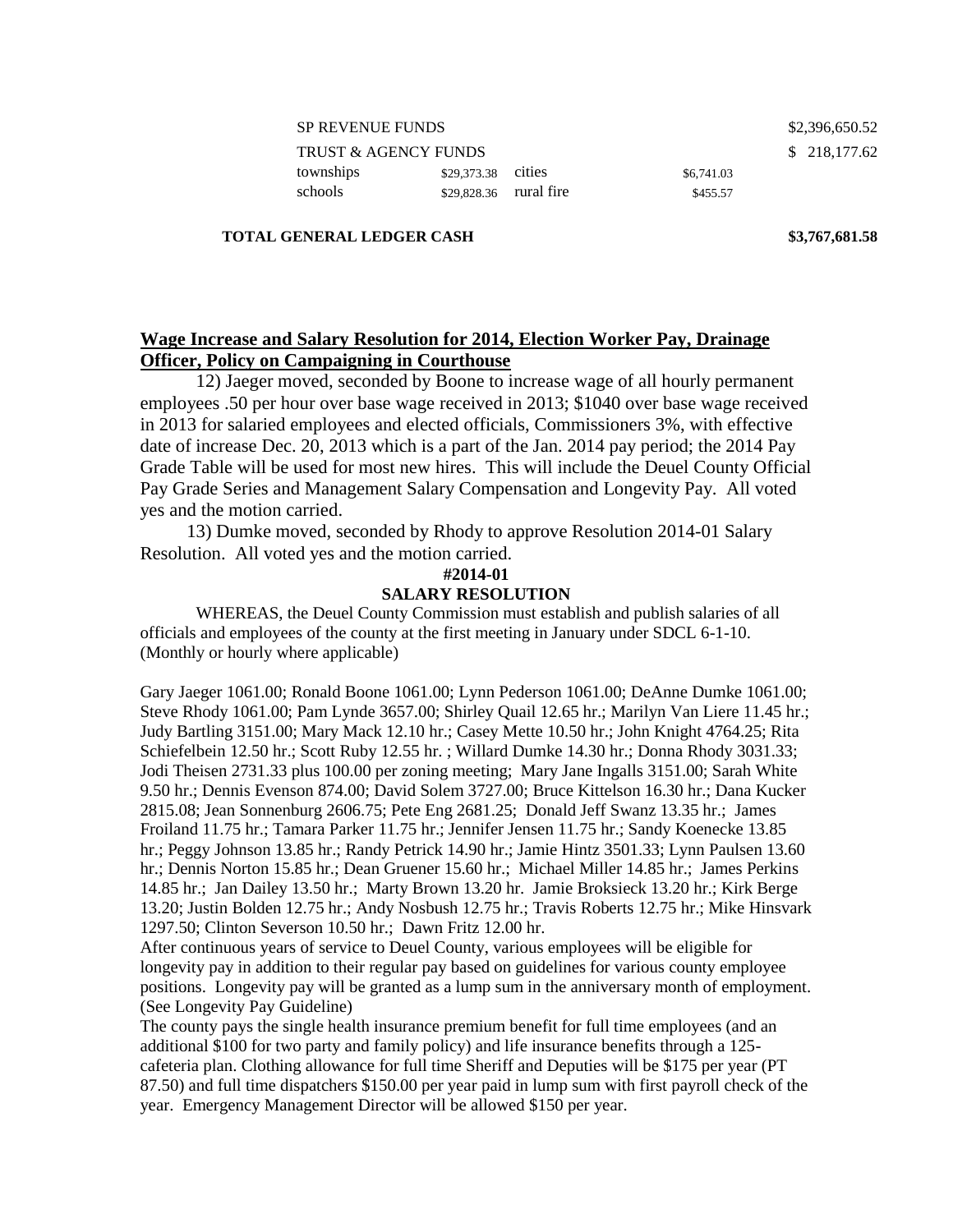| | | | | |
|---|---|---|---|---|
| SP REVENUE FUNDS | | | | $2,396,650.52 |
| TRUST & AGENCY FUNDS | | | | $ 218,177.62 |
| townships | $29,373.38 | cities | $6,741.03 | |
| schools | $29,828.36 | rural fire | $455.57 | |

**TOTAL GENERAL LEDGER CASH** **$3,767,681.58**

## Wage Increase and Salary Resolution for 2014, Election Worker Pay, Drainage Officer, Policy on Campaigning in Courthouse

12) Jaeger moved, seconded by Boone to increase wage of all hourly permanent employees .50 per hour over base wage received in 2013; $1040 over base wage received in 2013 for salaried employees and elected officials, Commissioners 3%, with effective date of increase Dec. 20, 2013 which is a part of the Jan. 2014 pay period; the 2014 Pay Grade Table will be used for most new hires. This will include the Deuel County Official Pay Grade Series and Management Salary Compensation and Longevity Pay. All voted yes and the motion carried.

13) Dumke moved, seconded by Rhody to approve Resolution 2014-01 Salary Resolution. All voted yes and the motion carried.

**#2014-01**

**SALARY RESOLUTION**

WHEREAS, the Deuel County Commission must establish and publish salaries of all officials and employees of the county at the first meeting in January under SDCL 6-1-10. (Monthly or hourly where applicable)

Gary Jaeger 1061.00; Ronald Boone 1061.00; Lynn Pederson 1061.00; DeAnne Dumke 1061.00; Steve Rhody 1061.00; Pam Lynde 3657.00; Shirley Quail 12.65 hr.; Marilyn Van Liere 11.45 hr.; Judy Bartling 3151.00; Mary Mack 12.10 hr.; Casey Mette 10.50 hr.; John Knight 4764.25; Rita Schiefelbein 12.50 hr.; Scott Ruby 12.55 hr. ; Willard Dumke 14.30 hr.; Donna Rhody 3031.33; Jodi Theisen 2731.33 plus 100.00 per zoning meeting; Mary Jane Ingalls 3151.00; Sarah White 9.50 hr.; Dennis Evenson 874.00; David Solem 3727.00; Bruce Kittelson 16.30 hr.; Dana Kucker 2815.08; Jean Sonnenburg 2606.75; Pete Eng 2681.25; Donald Jeff Swanz 13.35 hr.; James Froiland 11.75 hr.; Tamara Parker 11.75 hr.; Jennifer Jensen 11.75 hr.; Sandy Koenecke 13.85 hr.; Peggy Johnson 13.85 hr.; Randy Petrick 14.90 hr.; Jamie Hintz 3501.33; Lynn Paulsen 13.60 hr.; Dennis Norton 15.85 hr.; Dean Gruener 15.60 hr.; Michael Miller 14.85 hr.; James Perkins 14.85 hr.; Jan Dailey 13.50 hr.; Marty Brown 13.20 hr. Jamie Broksieck 13.20 hr.; Kirk Berge 13.20; Justin Bolden 12.75 hr.; Andy Nosbush 12.75 hr.; Travis Roberts 12.75 hr.; Mike Hinsvark 1297.50; Clinton Severson 10.50 hr.; Dawn Fritz 12.00 hr.

After continuous years of service to Deuel County, various employees will be eligible for longevity pay in addition to their regular pay based on guidelines for various county employee positions. Longevity pay will be granted as a lump sum in the anniversary month of employment. (See Longevity Pay Guideline)

The county pays the single health insurance premium benefit for full time employees (and an additional $100 for two party and family policy) and life insurance benefits through a 125-cafeteria plan. Clothing allowance for full time Sheriff and Deputies will be $175 per year (PT 87.50) and full time dispatchers $150.00 per year paid in lump sum with first payroll check of the year. Emergency Management Director will be allowed $150 per year.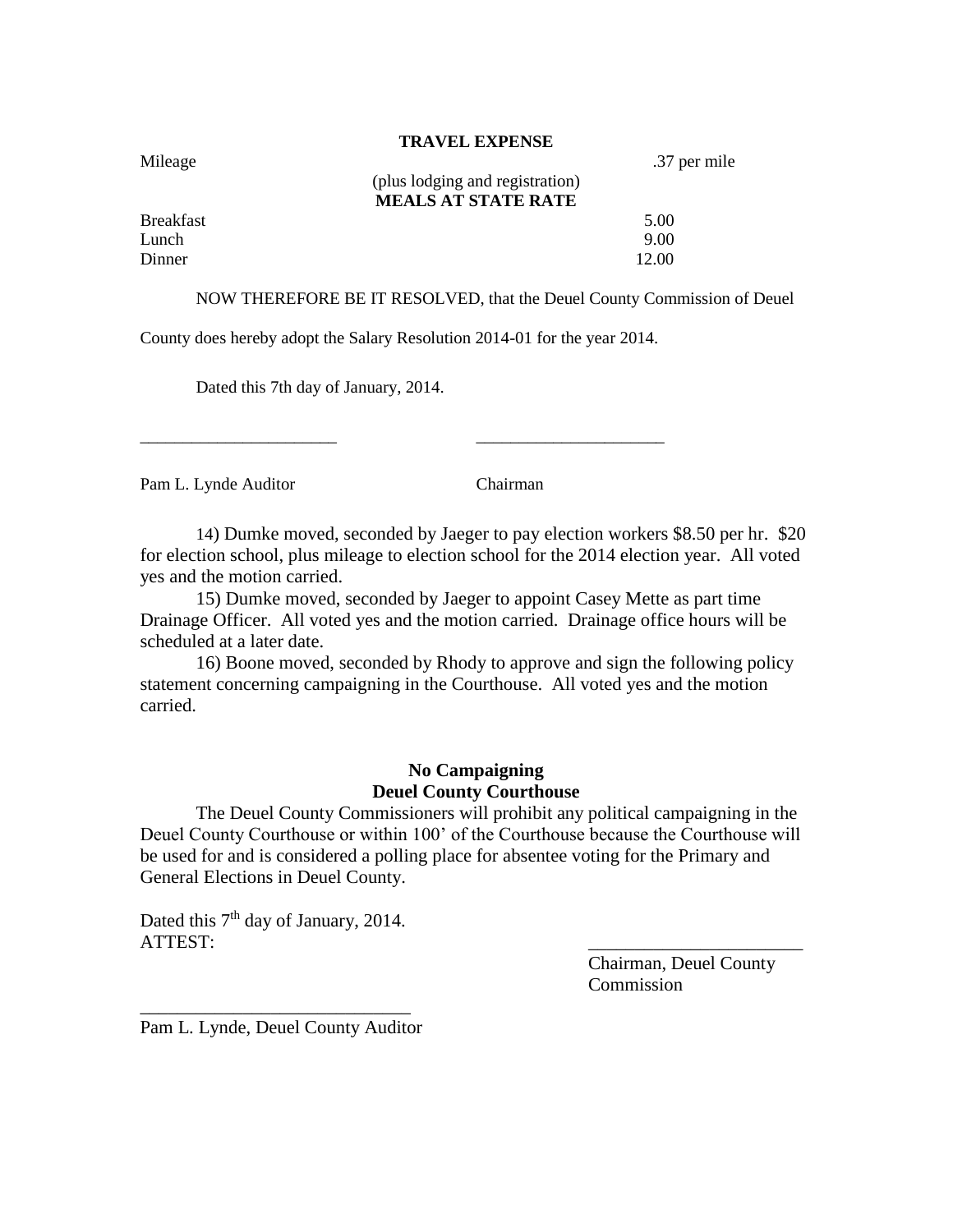**TRAVEL EXPENSE**

| | | |
|---|---|---|
| Mileage | | .37 per mile |
| | (plus lodging and registration) | |

**MEALS AT STATE RATE**

| | |
|---|---|
| Breakfast | 5.00 |
| Lunch | 9.00 |
| Dinner | 12.00 |

NOW THEREFORE BE IT RESOLVED, that the Deuel County Commission of Deuel County does hereby adopt the Salary Resolution 2014-01 for the year 2014.

Dated this 7th day of January, 2014.

_______________________ _____________________

Pam L. Lynde Auditor Chairman

14) Dumke moved, seconded by Jaeger to pay election workers $8.50 per hr. $20 for election school, plus mileage to election school for the 2014 election year. All voted yes and the motion carried.

15) Dumke moved, seconded by Jaeger to appoint Casey Mette as part time Drainage Officer. All voted yes and the motion carried. Drainage office hours will be scheduled at a later date.

16) Boone moved, seconded by Rhody to approve and sign the following policy statement concerning campaigning in the Courthouse. All voted yes and the motion carried.

**No Campaigning**
**Deuel County Courthouse**

The Deuel County Commissioners will prohibit any political campaigning in the Deuel County Courthouse or within 100' of the Courthouse because the Courthouse will be used for and is considered a polling place for absentee voting for the Primary and General Elections in Deuel County.

Dated this 7th day of January, 2014.
ATTEST:

_______________________
Chairman, Deuel County Commission

_____________________________
Pam L. Lynde, Deuel County Auditor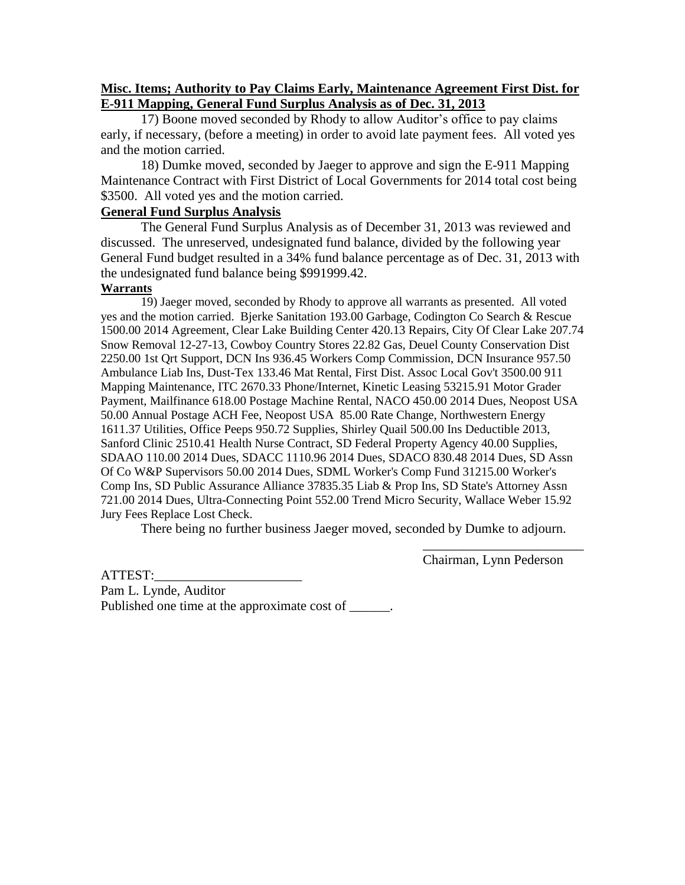**Misc. Items; Authority to Pay Claims Early, Maintenance Agreement First Dist. for E-911 Mapping, General Fund Surplus Analysis as of Dec. 31, 2013**

17) Boone moved seconded by Rhody to allow Auditor's office to pay claims early, if necessary, (before a meeting) in order to avoid late payment fees. All voted yes and the motion carried.

18) Dumke moved, seconded by Jaeger to approve and sign the E-911 Mapping Maintenance Contract with First District of Local Governments for 2014 total cost being $3500. All voted yes and the motion carried.

**General Fund Surplus Analysis**

The General Fund Surplus Analysis as of December 31, 2013 was reviewed and discussed. The unreserved, undesignated fund balance, divided by the following year General Fund budget resulted in a 34% fund balance percentage as of Dec. 31, 2013 with the undesignated fund balance being $991999.42.

**Warrants**

19) Jaeger moved, seconded by Rhody to approve all warrants as presented. All voted yes and the motion carried. Bjerke Sanitation 193.00 Garbage, Codington Co Search & Rescue 1500.00 2014 Agreement, Clear Lake Building Center 420.13 Repairs, City Of Clear Lake 207.74 Snow Removal 12-27-13, Cowboy Country Stores 22.82 Gas, Deuel County Conservation Dist 2250.00 1st Qrt Support, DCN Ins 936.45 Workers Comp Commission, DCN Insurance 957.50 Ambulance Liab Ins, Dust-Tex 133.46 Mat Rental, First Dist. Assoc Local Gov't 3500.00 911 Mapping Maintenance, ITC 2670.33 Phone/Internet, Kinetic Leasing 53215.91 Motor Grader Payment, Mailfinance 618.00 Postage Machine Rental, NACO 450.00 2014 Dues, Neopost USA 50.00 Annual Postage ACH Fee, Neopost USA 85.00 Rate Change, Northwestern Energy 1611.37 Utilities, Office Peeps 950.72 Supplies, Shirley Quail 500.00 Ins Deductible 2013, Sanford Clinic 2510.41 Health Nurse Contract, SD Federal Property Agency 40.00 Supplies, SDAAO 110.00 2014 Dues, SDACC 1110.96 2014 Dues, SDACO 830.48 2014 Dues, SD Assn Of Co W&P Supervisors 50.00 2014 Dues, SDML Worker's Comp Fund 31215.00 Worker's Comp Ins, SD Public Assurance Alliance 37835.35 Liab & Prop Ins, SD State's Attorney Assn 721.00 2014 Dues, Ultra-Connecting Point 552.00 Trend Micro Security, Wallace Weber 15.92 Jury Fees Replace Lost Check.

There being no further business Jaeger moved, seconded by Dumke to adjourn.

_________________________
Chairman, Lynn Pederson

ATTEST:______________________
Pam L. Lynde, Auditor
Published one time at the approximate cost of ______.